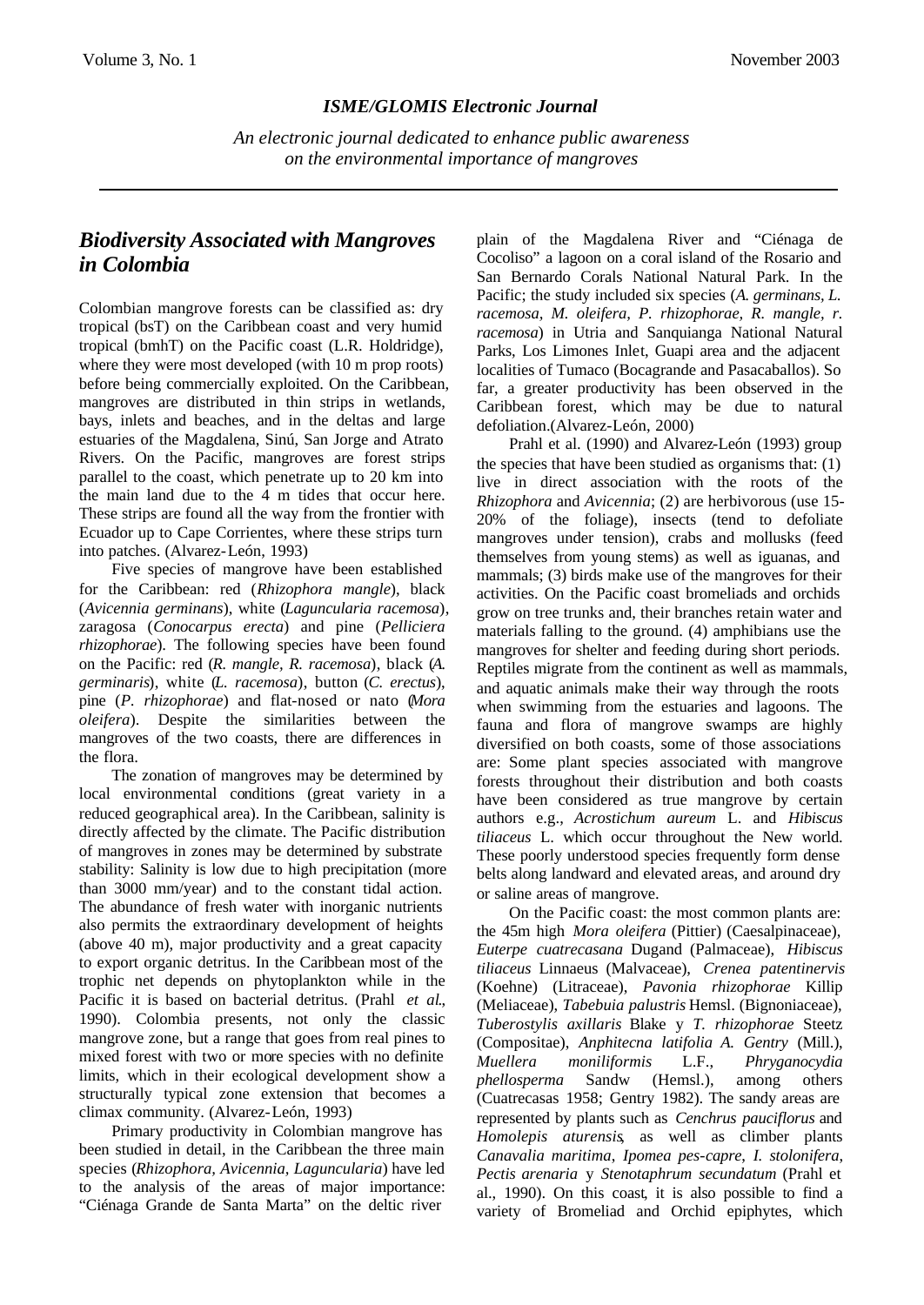*ISME/GLOMIS Electronic Journal*

*An electronic journal dedicated to enhance public awareness on the environmental importance of mangroves*

## *Biodiversity Associated with Mangroves in Colombia*

Colombian mangrove forests can be classified as: dry tropical (bsT) on the Caribbean coast and very humid tropical (bmhT) on the Pacific coast (L.R. Holdridge), where they were most developed (with 10 m prop roots) before being commercially exploited. On the Caribbean, mangroves are distributed in thin strips in wetlands, bays, inlets and beaches, and in the deltas and large estuaries of the Magdalena, Sinú, San Jorge and Atrato Rivers. On the Pacific, mangroves are forest strips parallel to the coast, which penetrate up to 20 km into the main land due to the 4 m tides that occur here. These strips are found all the way from the frontier with Ecuador up to Cape Corrientes, where these strips turn into patches. (Alvarez-León, 1993)

Five species of mangrove have been established for the Caribbean: red (*Rhizophora mangle*), black (*Avicennia germinans*), white (*Laguncularia racemosa*), zaragosa (*Conocarpus erecta*) and pine (*Pelliciera rhizophorae*). The following species have been found on the Pacific: red (*R. mangle, R. racemosa*), black (*A. germinaris*), white (*L. racemosa*), button (*C. erectus*), pine (*P. rhizophorae*) and flat-nosed or nato (*Mora oleifera*). Despite the similarities between the mangroves of the two coasts, there are differences in the flora.

The zonation of mangroves may be determined by local environmental conditions (great variety in a reduced geographical area). In the Caribbean, salinity is directly affected by the climate. The Pacific distribution of mangroves in zones may be determined by substrate stability: Salinity is low due to high precipitation (more than 3000 mm/year) and to the constant tidal action. The abundance of fresh water with inorganic nutrients also permits the extraordinary development of heights (above 40 m), major productivity and a great capacity to export organic detritus. In the Caribbean most of the trophic net depends on phytoplankton while in the Pacific it is based on bacterial detritus. (Prahl *et al.*, 1990). Colombia presents, not only the classic mangrove zone, but a range that goes from real pines to mixed forest with two or more species with no definite limits, which in their ecological development show a structurally typical zone extension that becomes a climax community. (Alvarez-León, 1993)

Primary productivity in Colombian mangrove has been studied in detail, in the Caribbean the three main species (*Rhizophora, Avicennia, Laguncularia*) have led to the analysis of the areas of major importance: "Ciénaga Grande de Santa Marta" on the deltic river plain of the Magdalena River and "Ciénaga de Cocoliso" a lagoon on a coral island of the Rosario and San Bernardo Corals National Natural Park. In the Pacific; the study included six species (*A. germinans, L. racemosa, M. oleifera, P. rhizophorae, R. mangle, r. racemosa*) in Utria and Sanquianga National Natural Parks, Los Limones Inlet, Guapi area and the adjacent localities of Tumaco (Bocagrande and Pasacaballos). So far, a greater productivity has been observed in the Caribbean forest, which may be due to natural defoliation.(Alvarez-León, 2000)

Prahl et al. (1990) and Alvarez-León (1993) group the species that have been studied as organisms that: (1) live in direct association with the roots of the *Rhizophora* and *Avicennia*; (2) are herbivorous (use 15-20% of the foliage), insects (tend to defoliate mangroves under tension), crabs and mollusks (feed themselves from young stems) as well as iguanas, and mammals; (3) birds make use of the mangroves for their activities. On the Pacific coast bromeliads and orchids grow on tree trunks and, their branches retain water and materials falling to the ground. (4) amphibians use the mangroves for shelter and feeding during short periods. Reptiles migrate from the continent as well as mammals, and aquatic animals make their way through the roots when swimming from the estuaries and lagoons. The fauna and flora of mangrove swamps are highly diversified on both coasts, some of those associations are: Some plant species associated with mangrove forests throughout their distribution and both coasts have been considered as true mangrove by certain authors e.g., *Acrostichum aureum* L. and *Hibiscus tiliaceus* L. which occur throughout the New world. These poorly understood species frequently form dense belts along landward and elevated areas, and around dry or saline areas of mangrove.

On the Pacific coast: the most common plants are: the 45m high *Mora oleifera* (Pittier) (Caesalpinaceae), *Euterpe cuatrecasana* Dugand (Palmaceae), *Hibiscus tiliaceus* Linnaeus (Malvaceae), *Crenea patentinervis* (Koehne) (Litraceae), *Pavonia rhizophorae* Killip (Meliaceae), *Tabebuia palustris* Hemsl. (Bignoniaceae), *Tuberostylis axillaris* Blake y *T. rhizophorae* Steetz (Compositae), *Anphitecna latifolia A. Gentry* (Mill.), *Muellera moniliformis* L.F., *Phryganocydia phellosperma* Sandw (Hemsl.), among others (Cuatrecasas 1958; Gentry 1982). The sandy areas are represented by plants such as *Cenchrus pauciflorus* and *Homolepis aturensis*, as well as climber plants *Canavalia maritima*, *Ipomea pes-capre, I. stolonifera, Pectis arenaria* y *Stenotaphrum secundatum* (Prahl et al., 1990). On this coast, it is also possible to find a variety of Bromeliad and Orchid epiphytes, which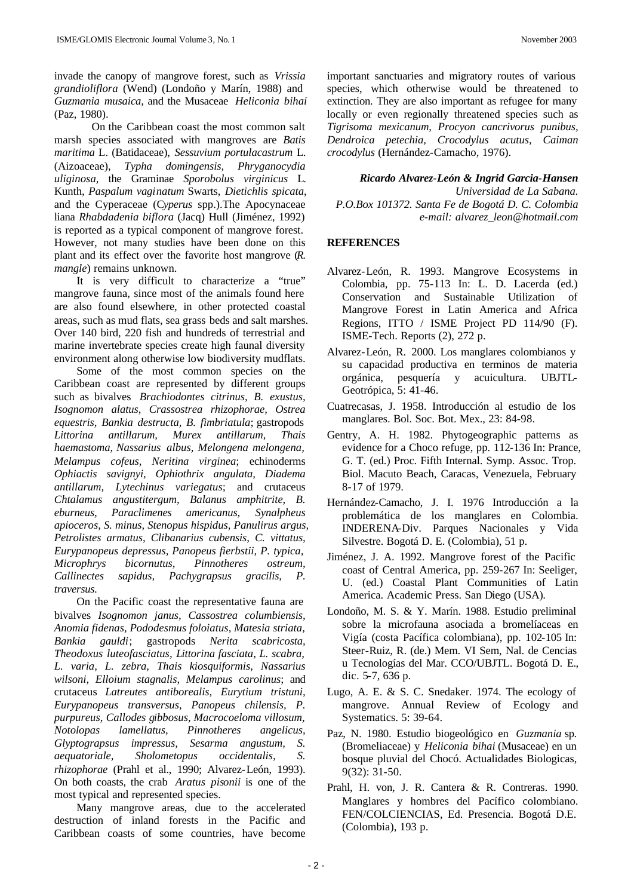invade the canopy of mangrove forest, such as *Vrissia grandioliflora* (Wend) (Londoño y Marín, 1988) and *Guzmania musaica*, and the Musaceae *Heliconia bihai* (Paz, 1980).

On the Caribbean coast the most common salt marsh species associated with mangroves are *Batis maritima* L. (Batidaceae), *Sessuvium portulacastrum* L. (Aizoaceae), *Typha domingensis*, *Phryganocydia uliginosa*, the Graminae *Sporobolus virginicus* L. Kunth, *Paspalum vaginatum* Swarts, *Dietichlis spicata*, and the Cyperaceae (*Cyperus* spp.).The Apocynaceae liana *Rhabdadenia biflora* (Jacq) Hull (Jiménez, 1992) is reported as a typical component of mangrove forest. However, not many studies have been done on this plant and its effect over the favorite host mangrove (*R. mangle*) remains unknown.

It is very difficult to characterize a "true" mangrove fauna, since most of the animals found here are also found elsewhere, in other protected coastal areas, such as mud flats, sea grass beds and salt marshes. Over 140 bird, 220 fish and hundreds of terrestrial and marine invertebrate species create high faunal diversity environment along otherwise low biodiversity mudflats.

Some of the most common species on the Caribbean coast are represented by different groups such as bivalves *Brachiodontes citrinus, B. exustus, Isognomon alatus, Crassostrea rhizophorae, Ostrea equestris, Bankia destructa, B. fimbriatula*; gastropods *Littorina antillarum, Murex antillarum, Thais haemastoma, Nassarius albus, Melongena melongena, Melampus cofeus, Neritina virginea*; echinoderms *Ophiactis savignyi, Ophiothrix angulata, Diadema antillarum, Lytechinus variegatus*; and crutaceus *Chtalamus angustitergum, Balanus amphitrite, B. eburneus, Paraclimenes americanus, Synalpheus apioceros, S. minus, Stenopus hispidus, Panulirus argus, Petrolistes armatus, Clibanarius cubensis, C. vittatus, Eurypanopeus depressus, Panopeus fierbstii, P. typica, Microphrys bicornutus, Pinnotheres ostreum, Callinectes sapidus, Pachygrapsus gracilis, P. traversus.*

On the Pacific coast the representative fauna are bivalves *Isognomon janus, Cassostrea columbiensis, Anomia fidenas, Pododesmus foloiatus, Matesia striata, Bankia gauldi*; gastropods *Nerita scabricosta, Theodoxus luteofasciatus, Littorina fasciata, L. scabra, L. varia, L. zebra, Thais kiosquiformis, Nassarius wilsoni, Elloium stagnalis, Melampus carolinus*; and crutaceus *Latreutes antiborealis, Eurytium tristuni, Eurypanopeus transversus, Panopeus chilensis, P. purpureus, Callodes gibbosus, Macrocoeloma villosum, Notolopas lamellatus, Pinnotheres angelicus, Glyptograpsus impressus, Sesarma angustum, S. aequatoriale, Sholometopus occidentalis, S. rhizophorae* (Prahl et al., 1990; Alvarez-León, 1993). On both coasts, the crab *Aratus pisonii* is one of the most typical and represented species.

Many mangrove areas, due to the accelerated destruction of inland forests in the Pacific and Caribbean coasts of some countries, have become important sanctuaries and migratory routes of various species, which otherwise would be threatened to extinction. They are also important as refugee for many locally or even regionally threatened species such as *Tigrisoma mexicanum, Procyon cancrivorus punibus, Dendroica petechia, Crocodylus acutus, Caiman crocodylus* (Hernández-Camacho, 1976).

***Ricardo Alvarez-León & Ingrid Garcia-Hansen***
*Universidad de La Sabana.*
*P.O.Box 101372. Santa Fe de Bogotá D. C. Colombia*
*e-mail: alvarez_leon@hotmail.com*

## REFERENCES

Alvarez-León, R. 1993. Mangrove Ecosystems in Colombia, pp. 75-113 In: L. D. Lacerda (ed.) Conservation and Sustainable Utilization of Mangrove Forest in Latin America and Africa Regions, ITTO / ISME Project PD 114/90 (F). ISME-Tech. Reports (2), 272 p.

Alvarez-León, R. 2000. Los manglares colombianos y su capacidad productiva en terminos de materia orgánica, pesquería y acuicultura. UBJTL-Geotrópica, 5: 41-46.

Cuatrecasas, J. 1958. Introducción al estudio de los manglares. Bol. Soc. Bot. Mex., 23: 84-98.

Gentry, A. H. 1982. Phytogeographic patterns as evidence for a Choco refuge, pp. 112-136 In: Prance, G. T. (ed.) Proc. Fifth Internal. Symp. Assoc. Trop. Biol. Macuto Beach, Caracas, Venezuela, February 8-17 of 1979.

Hernández-Camacho, J. I. 1976 Introducción a la problemática de los manglares en Colombia. INDERENA-Div. Parques Nacionales y Vida Silvestre. Bogotá D. E. (Colombia), 51 p.

Jiménez, J. A. 1992. Mangrove forest of the Pacific coast of Central America, pp. 259-267 In: Seeliger, U. (ed.) Coastal Plant Communities of Latin America. Academic Press. San Diego (USA).

Londoño, M. S. & Y. Marín. 1988. Estudio preliminal sobre la microfauna asociada a bromelíaceas en Vigía (costa Pacífica colombiana), pp. 102-105 In: Steer-Ruiz, R. (de.) Mem. VI Sem, Nal. de Cencias u Tecnologías del Mar. CCO/UBJTL. Bogotá D. E., dic. 5-7, 636 p.

Lugo, A. E. & S. C. Snedaker. 1974. The ecology of mangrove. Annual Review of Ecology and Systematics. 5: 39-64.

Paz, N. 1980. Estudio biogeológico en *Guzmania* sp. (Bromeliaceae) y *Heliconia bihai* (Musaceae) en un bosque pluvial del Chocó. Actualidades Biologicas, 9(32): 31-50.

Prahl, H. von, J. R. Cantera & R. Contreras. 1990. Manglares y hombres del Pacífico colombiano. FEN/COLCIENCIAS, Ed. Presencia. Bogotá D.E. (Colombia), 193 p.